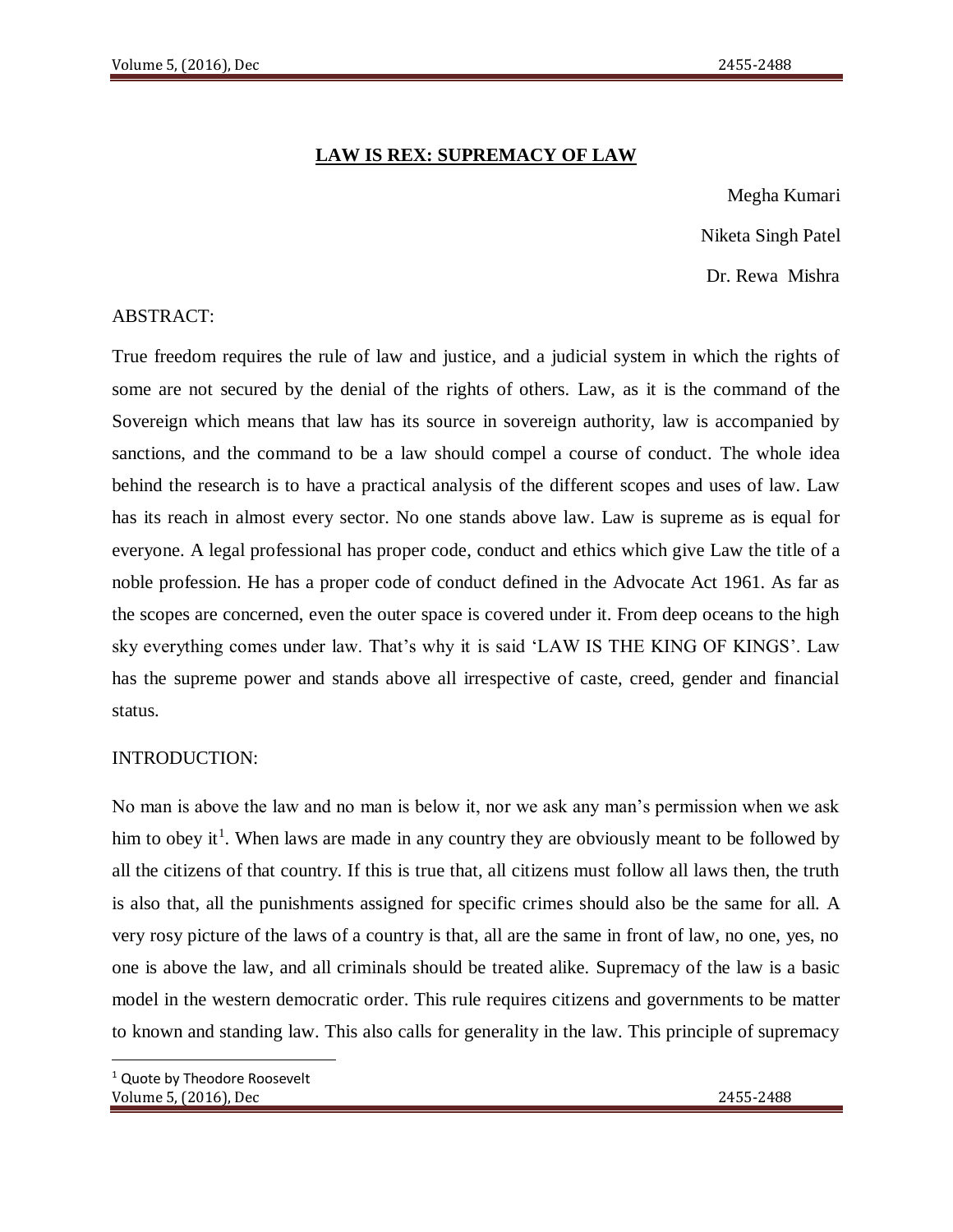# LAW IS REX: SUPREMACY OF LAW

Megha Kumari

Niketa Singh Patel

Dr. Rewa Mishra

ABSTRACT:

True freedom requires the rule of law and justice, and a judicial system in which the rights of some are not secured by the denial of the rights of others. Law, as it is the command of the Sovereign which means that law has its source in sovereign authority, law is accompanied by sanctions, and the command to be a law should compel a course of conduct. The whole idea behind the research is to have a practical analysis of the different scopes and uses of law. Law has its reach in almost every sector. No one stands above law. Law is supreme as is equal for everyone. A legal professional has proper code, conduct and ethics which give Law the title of a noble profession. He has a proper code of conduct defined in the Advocate Act 1961. As far as the scopes are concerned, even the outer space is covered under it. From deep oceans to the high sky everything comes under law. That's why it is said 'LAW IS THE KING OF KINGS'. Law has the supreme power and stands above all irrespective of caste, creed, gender and financial status.

INTRODUCTION:

No man is above the law and no man is below it, nor we ask any man's permission when we ask him to obey it[1]. When laws are made in any country they are obviously meant to be followed by all the citizens of that country. If this is true that, all citizens must follow all laws then, the truth is also that, all the punishments assigned for specific crimes should also be the same for all. A very rosy picture of the laws of a country is that, all are the same in front of law, no one, yes, no one is above the law, and all criminals should be treated alike. Supremacy of the law is a basic model in the western democratic order. This rule requires citizens and governments to be matter to known and standing law. This also calls for generality in the law. This principle of supremacy

[1] Quote by Theodore Roosevelt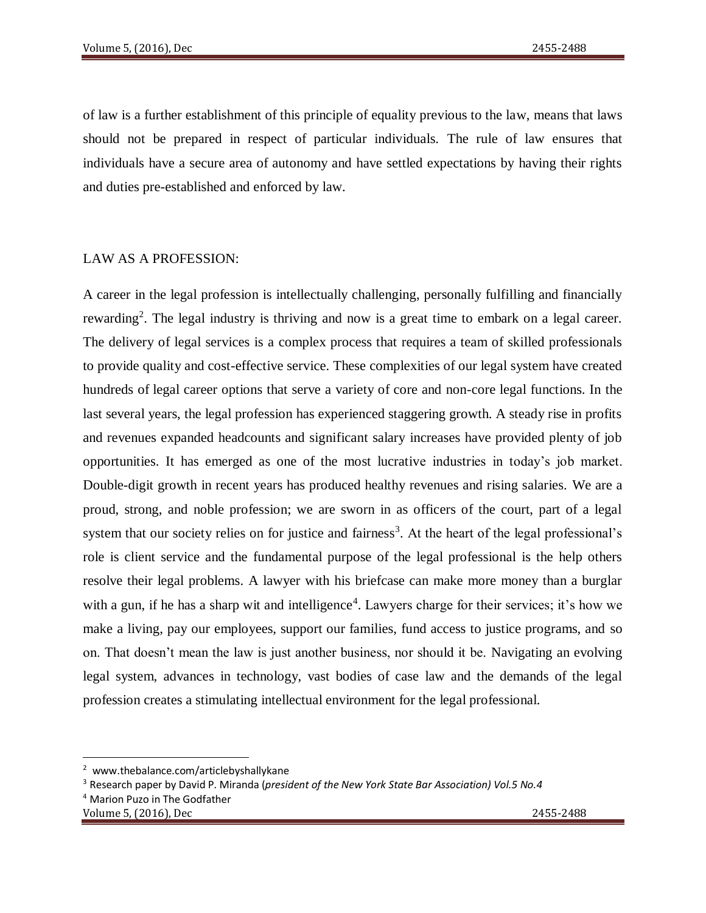of law is a further establishment of this principle of equality previous to the law, means that laws should not be prepared in respect of particular individuals. The rule of law ensures that individuals have a secure area of autonomy and have settled expectations by having their rights and duties pre-established and enforced by law.

## LAW AS A PROFESSION:

A career in the legal profession is intellectually challenging, personally fulfilling and financially rewarding[2]. The legal industry is thriving and now is a great time to embark on a legal career. The delivery of legal services is a complex process that requires a team of skilled professionals to provide quality and cost-effective service. These complexities of our legal system have created hundreds of legal career options that serve a variety of core and non-core legal functions. In the last several years, the legal profession has experienced staggering growth. A steady rise in profits and revenues expanded headcounts and significant salary increases have provided plenty of job opportunities. It has emerged as one of the most lucrative industries in today's job market. Double-digit growth in recent years has produced healthy revenues and rising salaries. We are a proud, strong, and noble profession; we are sworn in as officers of the court, part of a legal system that our society relies on for justice and fairness[3]. At the heart of the legal professional's role is client service and the fundamental purpose of the legal professional is the help others resolve their legal problems. A lawyer with his briefcase can make more money than a burglar with a gun, if he has a sharp wit and intelligence[4]. Lawyers charge for their services; it's how we make a living, pay our employees, support our families, fund access to justice programs, and so on. That doesn't mean the law is just another business, nor should it be. Navigating an evolving legal system, advances in technology, vast bodies of case law and the demands of the legal profession creates a stimulating intellectual environment for the legal professional.

---

[2] www.thebalance.com/articlebyshallykane

[3] Research paper by David P. Miranda (*president of the New York State Bar Association) Vol.5 No.4*

[4] Marion Puzo in The Godfather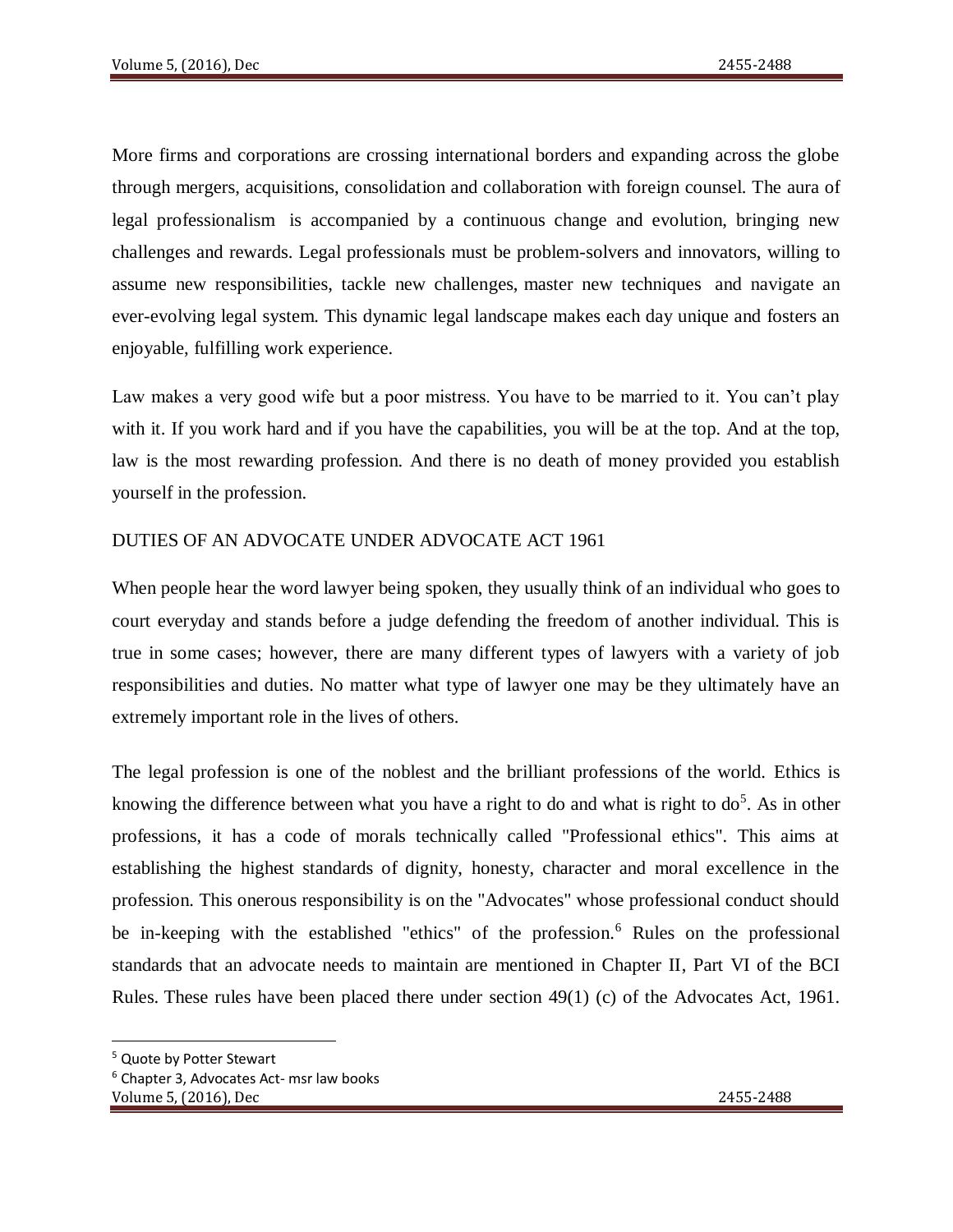More firms and corporations are crossing international borders and expanding across the globe through mergers, acquisitions, consolidation and collaboration with foreign counsel. The aura of legal professionalism is accompanied by a continuous change and evolution, bringing new challenges and rewards. Legal professionals must be problem-solvers and innovators, willing to assume new responsibilities, tackle new challenges, master new techniques and navigate an ever-evolving legal system. This dynamic legal landscape makes each day unique and fosters an enjoyable, fulfilling work experience.

Law makes a very good wife but a poor mistress. You have to be married to it. You can't play with it. If you work hard and if you have the capabilities, you will be at the top. And at the top, law is the most rewarding profession. And there is no death of money provided you establish yourself in the profession.

## DUTIES OF AN ADVOCATE UNDER ADVOCATE ACT 1961

When people hear the word lawyer being spoken, they usually think of an individual who goes to court everyday and stands before a judge defending the freedom of another individual. This is true in some cases; however, there are many different types of lawyers with a variety of job responsibilities and duties. No matter what type of lawyer one may be they ultimately have an extremely important role in the lives of others.

The legal profession is one of the noblest and the brilliant professions of the world. Ethics is knowing the difference between what you have a right to do and what is right to do[5]. As in other professions, it has a code of morals technically called "Professional ethics". This aims at establishing the highest standards of dignity, honesty, character and moral excellence in the profession. This onerous responsibility is on the "Advocates" whose professional conduct should be in-keeping with the established "ethics" of the profession.[6] Rules on the professional standards that an advocate needs to maintain are mentioned in Chapter II, Part VI of the BCI Rules. These rules have been placed there under section 49(1) (c) of the Advocates Act, 1961.

---

[5] Quote by Potter Stewart

[6] Chapter 3, Advocates Act- msr law books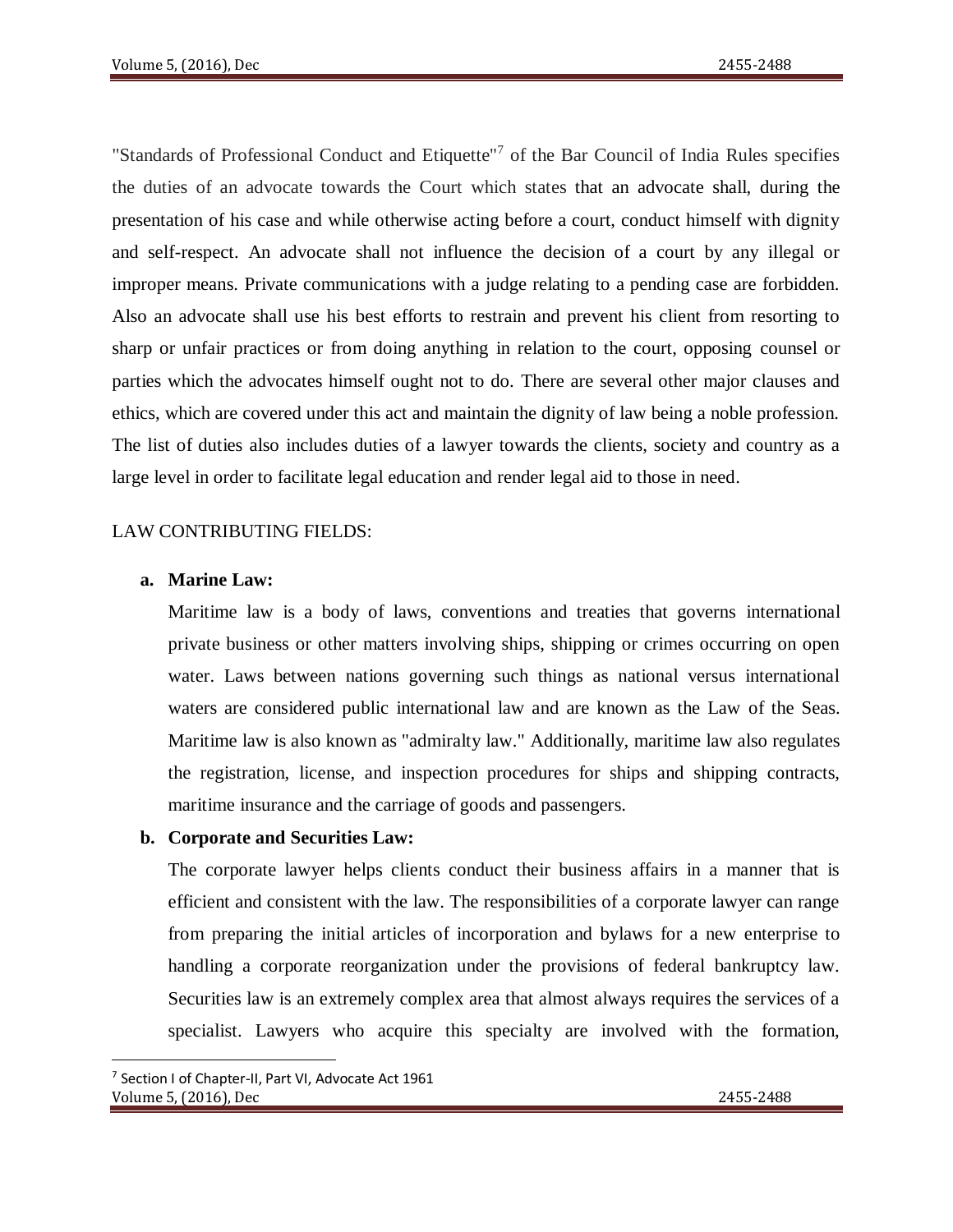"Standards of Professional Conduct and Etiquette"[7] of the Bar Council of India Rules specifies the duties of an advocate towards the Court which states that an advocate shall, during the presentation of his case and while otherwise acting before a court, conduct himself with dignity and self-respect. An advocate shall not influence the decision of a court by any illegal or improper means. Private communications with a judge relating to a pending case are forbidden. Also an advocate shall use his best efforts to restrain and prevent his client from resorting to sharp or unfair practices or from doing anything in relation to the court, opposing counsel or parties which the advocates himself ought not to do. There are several other major clauses and ethics, which are covered under this act and maintain the dignity of law being a noble profession. The list of duties also includes duties of a lawyer towards the clients, society and country as a large level in order to facilitate legal education and render legal aid to those in need.

LAW CONTRIBUTING FIELDS:

**a. Marine Law:**

Maritime law is a body of laws, conventions and treaties that governs international private business or other matters involving ships, shipping or crimes occurring on open water. Laws between nations governing such things as national versus international waters are considered public international law and are known as the Law of the Seas. Maritime law is also known as "admiralty law." Additionally, maritime law also regulates the registration, license, and inspection procedures for ships and shipping contracts, maritime insurance and the carriage of goods and passengers.

**b. Corporate and Securities Law:**

The corporate lawyer helps clients conduct their business affairs in a manner that is efficient and consistent with the law. The responsibilities of a corporate lawyer can range from preparing the initial articles of incorporation and bylaws for a new enterprise to handling a corporate reorganization under the provisions of federal bankruptcy law. Securities law is an extremely complex area that almost always requires the services of a specialist. Lawyers who acquire this specialty are involved with the formation,

[7] Section I of Chapter-II, Part VI, Advocate Act 1961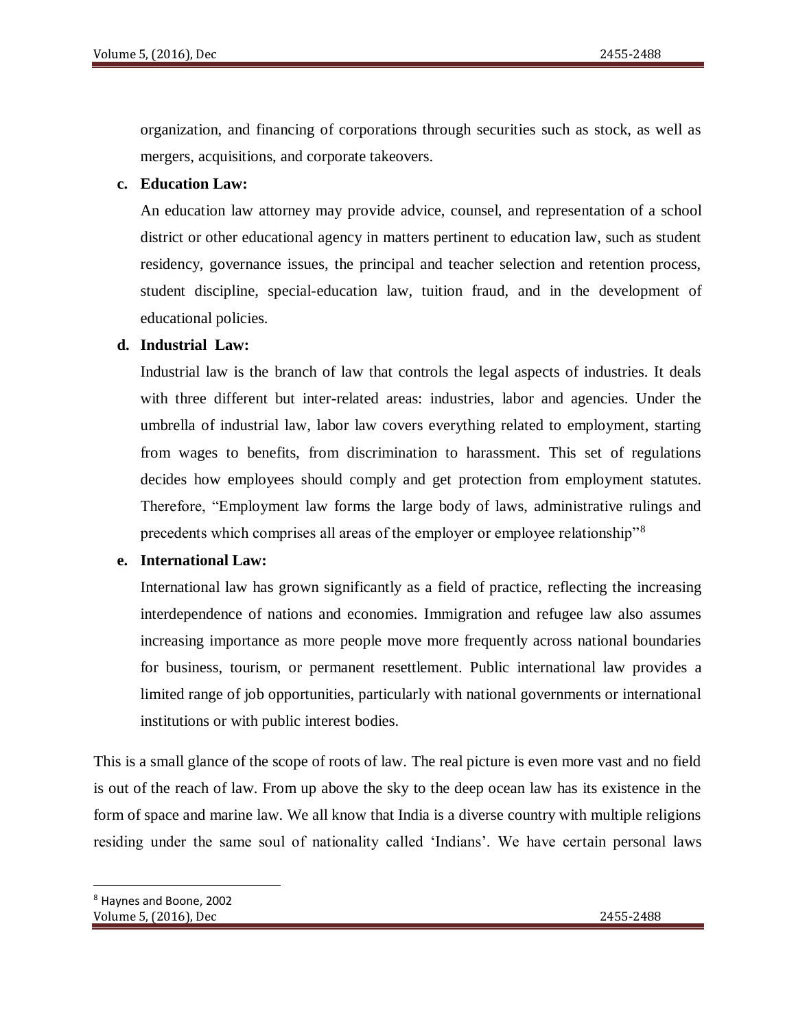organization, and financing of corporations through securities such as stock, as well as mergers, acquisitions, and corporate takeovers.

**c. Education Law:**

An education law attorney may provide advice, counsel, and representation of a school district or other educational agency in matters pertinent to education law, such as student residency, governance issues, the principal and teacher selection and retention process, student discipline, special-education law, tuition fraud, and in the development of educational policies.

**d. Industrial Law:**

Industrial law is the branch of law that controls the legal aspects of industries. It deals with three different but inter-related areas: industries, labor and agencies. Under the umbrella of industrial law, labor law covers everything related to employment, starting from wages to benefits, from discrimination to harassment. This set of regulations decides how employees should comply and get protection from employment statutes. Therefore, "Employment law forms the large body of laws, administrative rulings and precedents which comprises all areas of the employer or employee relationship"[8]

**e. International Law:**

International law has grown significantly as a field of practice, reflecting the increasing interdependence of nations and economies. Immigration and refugee law also assumes increasing importance as more people move more frequently across national boundaries for business, tourism, or permanent resettlement. Public international law provides a limited range of job opportunities, particularly with national governments or international institutions or with public interest bodies.

This is a small glance of the scope of roots of law. The real picture is even more vast and no field is out of the reach of law. From up above the sky to the deep ocean law has its existence in the form of space and marine law. We all know that India is a diverse country with multiple religions residing under the same soul of nationality called 'Indians'. We have certain personal laws

---

[8] Haynes and Boone, 2002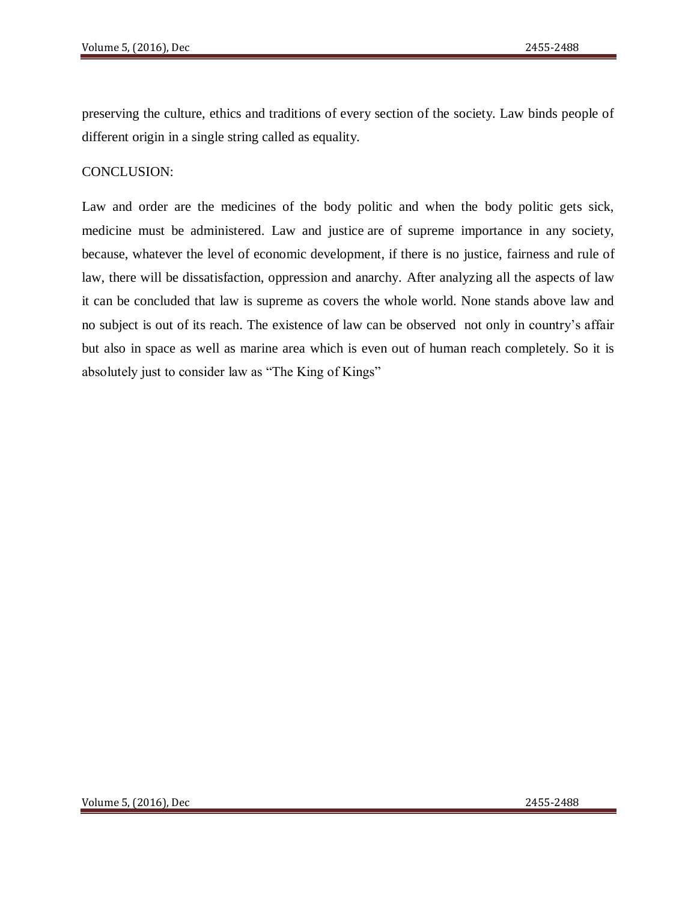preserving the culture, ethics and traditions of every section of the society. Law binds people of different origin in a single string called as equality.

## CONCLUSION:

Law and order are the medicines of the body politic and when the body politic gets sick, medicine must be administered. Law and justice are of supreme importance in any society, because, whatever the level of economic development, if there is no justice, fairness and rule of law, there will be dissatisfaction, oppression and anarchy. After analyzing all the aspects of law it can be concluded that law is supreme as covers the whole world. None stands above law and no subject is out of its reach. The existence of law can be observed not only in country's affair but also in space as well as marine area which is even out of human reach completely. So it is absolutely just to consider law as "The King of Kings"